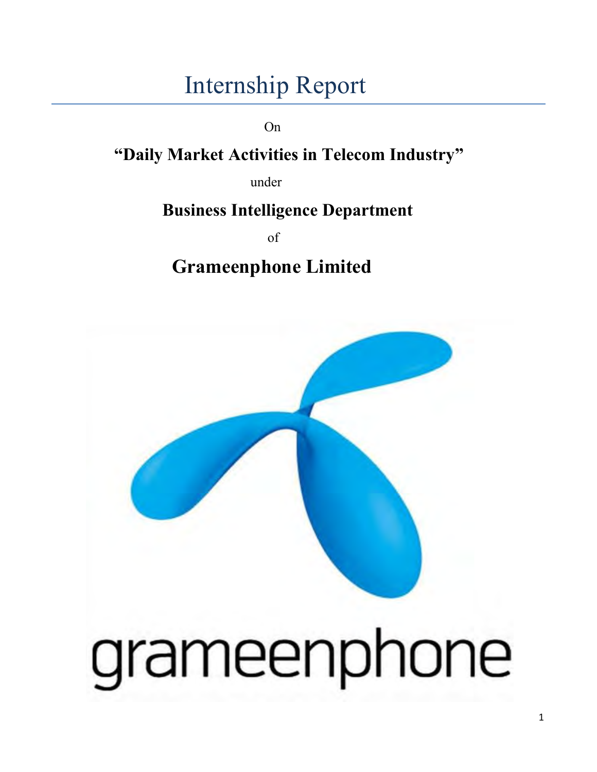# Internship Report

On

## "Daily Market Activities in Telecom Industry"

under

## Business Intelligence Department

of

## Grameenphone Limited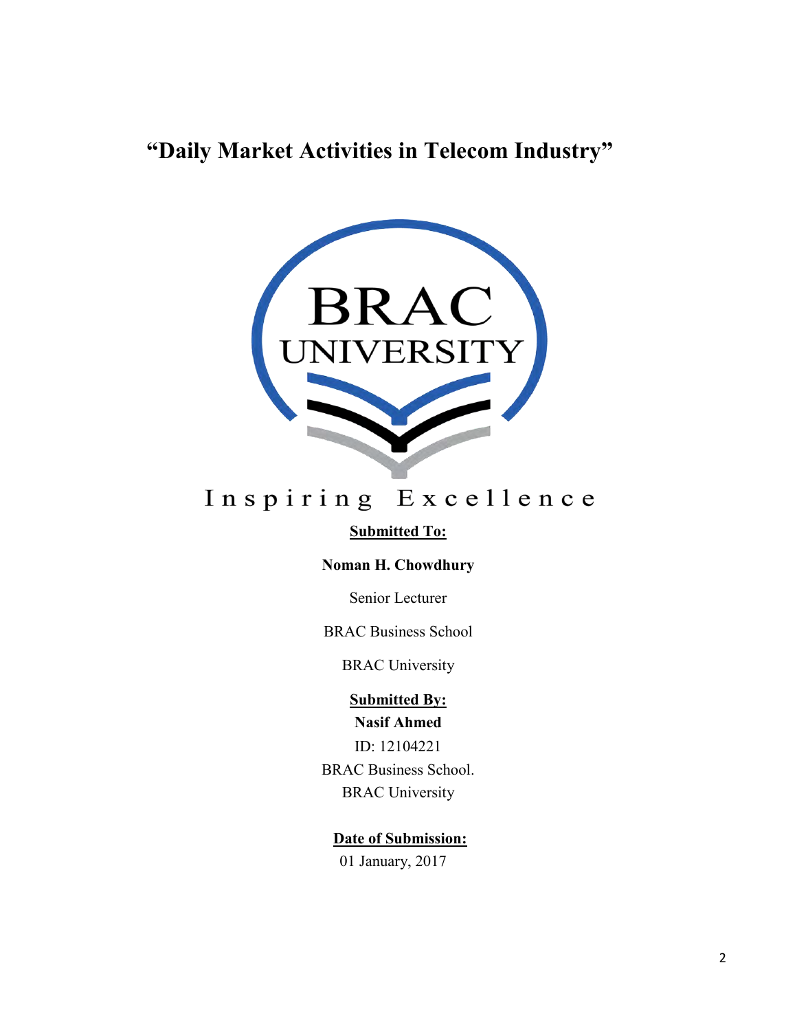# "Daily Market Activities in Telecom Industry"

BRAC UNIVERSITY

Inspiring Excellence

**Submitted To:**

**Noman H. Chowdhury**

Senior Lecturer

BRAC Business School

BRAC University

**Submitted By:**

**Nasif Ahmed**

ID: 12104221

BRAC Business School.

BRAC University

**Date of Submission:**

01 January, 2017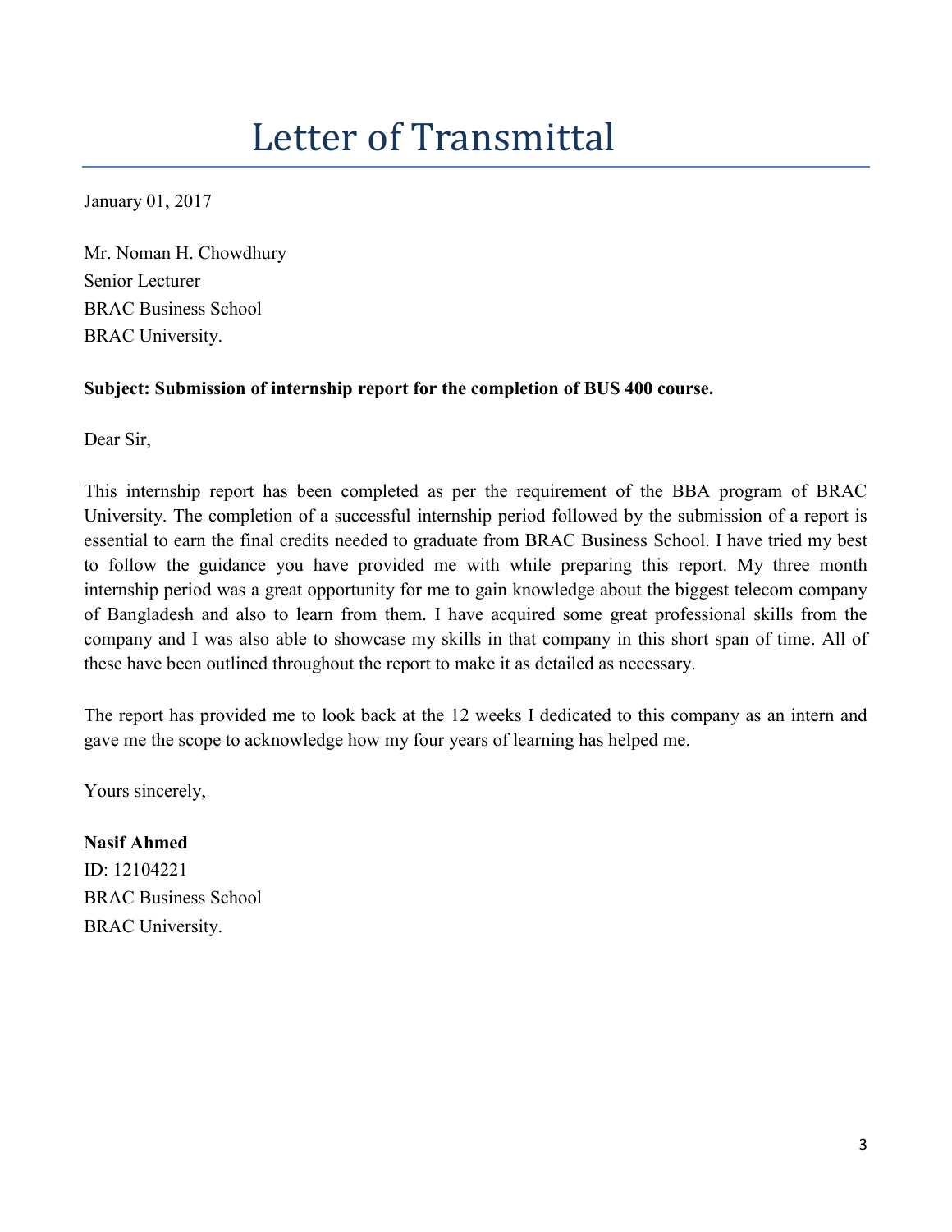# Letter of Transmittal

January 01, 2017

Mr. Noman H. Chowdhury
Senior Lecturer
BRAC Business School
BRAC University.

**Subject: Submission of internship report for the completion of BUS 400 course.**

Dear Sir,

This internship report has been completed as per the requirement of the BBA program of BRAC University. The completion of a successful internship period followed by the submission of a report is essential to earn the final credits needed to graduate from BRAC Business School. I have tried my best to follow the guidance you have provided me with while preparing this report. My three month internship period was a great opportunity for me to gain knowledge about the biggest telecom company of Bangladesh and also to learn from them. I have acquired some great professional skills from the company and I was also able to showcase my skills in that company in this short span of time. All of these have been outlined throughout the report to make it as detailed as necessary.

The report has provided me to look back at the 12 weeks I dedicated to this company as an intern and gave me the scope to acknowledge how my four years of learning has helped me.

Yours sincerely,

**Nasif Ahmed**
ID: 12104221
BRAC Business School
BRAC University.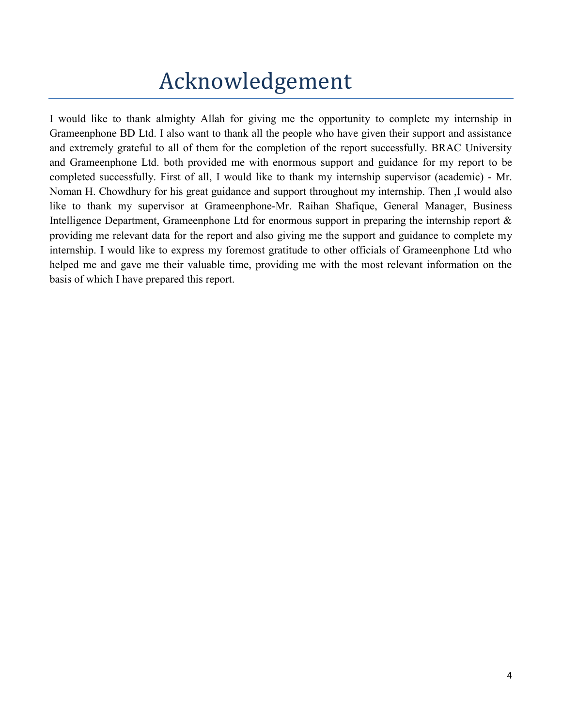# Acknowledgement

I would like to thank almighty Allah for giving me the opportunity to complete my internship in Grameenphone BD Ltd. I also want to thank all the people who have given their support and assistance and extremely grateful to all of them for the completion of the report successfully. BRAC University and Grameenphone Ltd. both provided me with enormous support and guidance for my report to be completed successfully. First of all, I would like to thank my internship supervisor (academic) - Mr. Noman H. Chowdhury for his great guidance and support throughout my internship. Then ,I would also like to thank my supervisor at Grameenphone-Mr. Raihan Shafique, General Manager, Business Intelligence Department, Grameenphone Ltd for enormous support in preparing the internship report & providing me relevant data for the report and also giving me the support and guidance to complete my internship. I would like to express my foremost gratitude to other officials of Grameenphone Ltd who helped me and gave me their valuable time, providing me with the most relevant information on the basis of which I have prepared this report.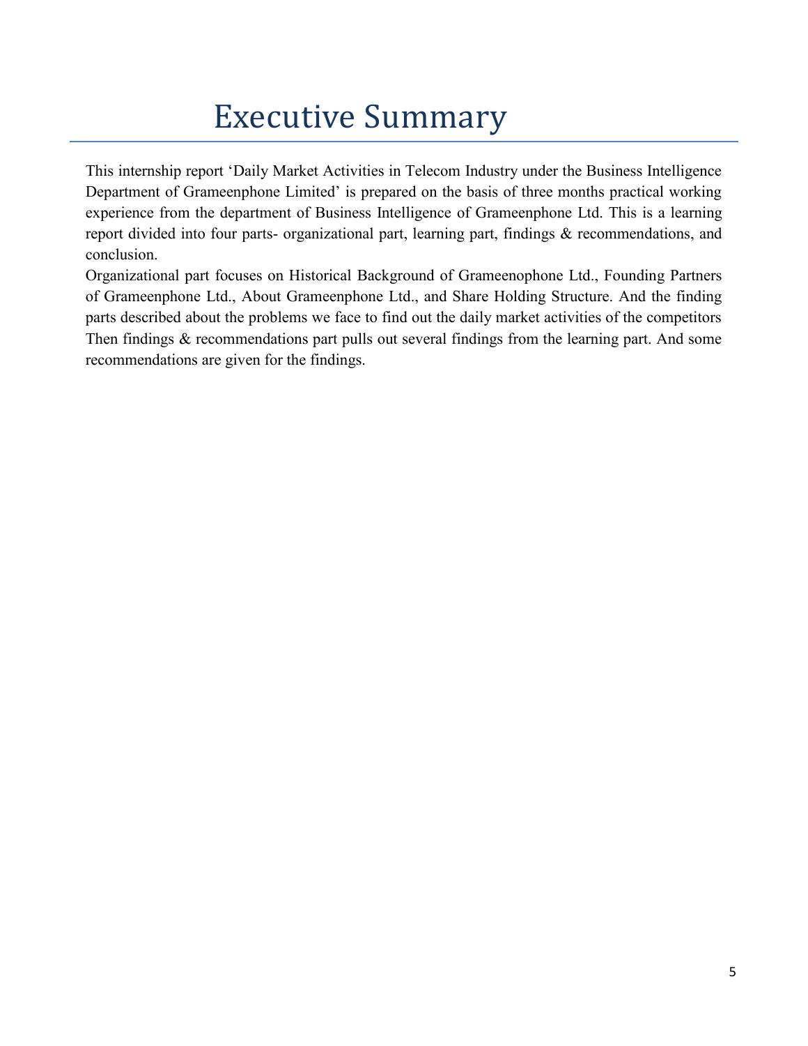# Executive Summary

This internship report 'Daily Market Activities in Telecom Industry under the Business Intelligence Department of Grameenphone Limited' is prepared on the basis of three months practical working experience from the department of Business Intelligence of Grameenphone Ltd. This is a learning report divided into four parts- organizational part, learning part, findings & recommendations, and conclusion.

Organizational part focuses on Historical Background of Grameenophone Ltd., Founding Partners of Grameenphone Ltd., About Grameenphone Ltd., and Share Holding Structure. And the finding parts described about the problems we face to find out the daily market activities of the competitors Then findings & recommendations part pulls out several findings from the learning part. And some recommendations are given for the findings.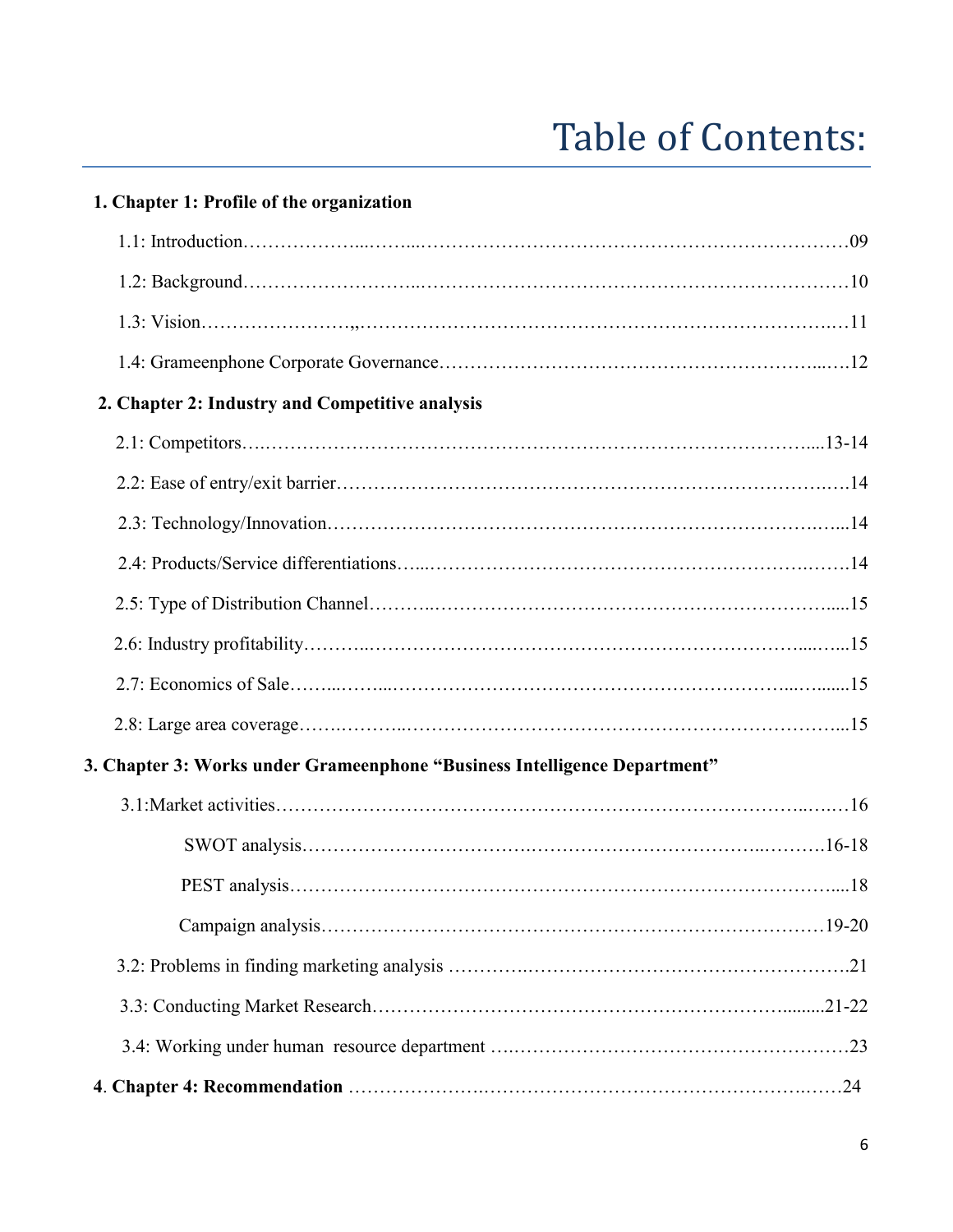# Table of Contents:

**1. Chapter 1: Profile of the organization**

1.1: Introduction……………………………………………………………………………………09

1.2: Background……………………………………………………………………………………10

1.3: Vision……………………………………………………………………………………………11

1.4: Grameenphone Corporate Governance………………………………………………………12

**2. Chapter 2: Industry and Competitive analysis**

2.1: Competitors………………………………………………………………………………13-14

2.2: Ease of entry/exit barrier…………………………………………………………………14

2.3: Technology/Innovation……………………………………………………………………14

2.4: Products/Service differentiations……………………………………………………………14

2.5: Type of Distribution Channel………………………………………………………………15

2.6: Industry profitability…………………………………………………………………………15

2.7: Economics of Sale……………………………………………………………………………15

2.8: Large area coverage…………………………………………………………………………15

**3. Chapter 3: Works under Grameenphone "Business Intelligence Department"**

3.1:Market activities………………………………………………………………………………16

SWOT analysis……………………………………………………………………………16-18

PEST analysis………………………………………………………………………………18

Campaign analysis…………………………………………………………………………19-20

3.2: Problems in finding marketing analysis …………………………………………………21

3.3: Conducting Market Research……………………………………………………………21-22

3.4: Working under human resource department ……………………………………………23

**4. Chapter 4: Recommendation** ……………………………………………………………………24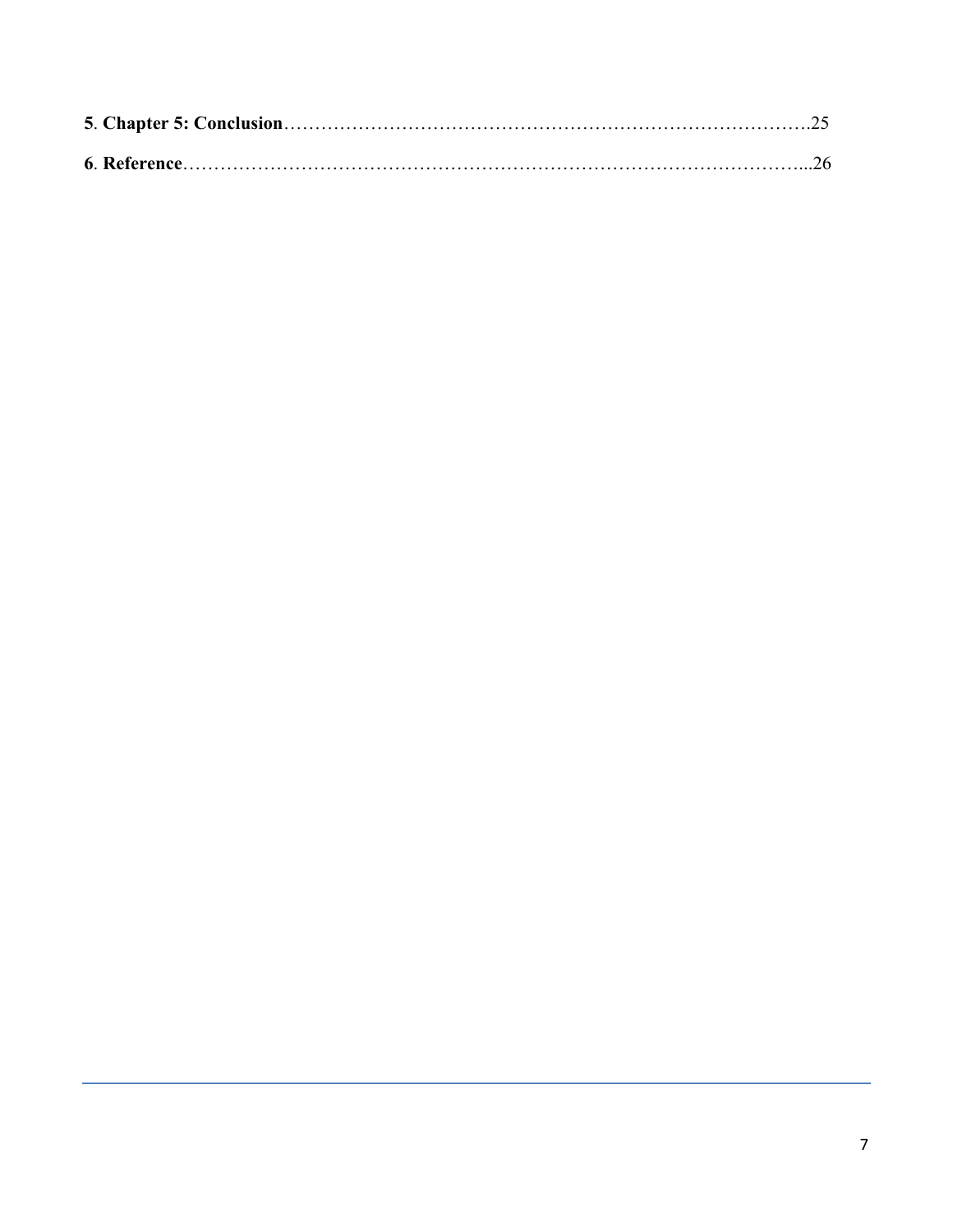**5**. **Chapter 5: Conclusion**……………………………………………………………………….25

**6**. **Reference**……….……………………………………………………………………………...26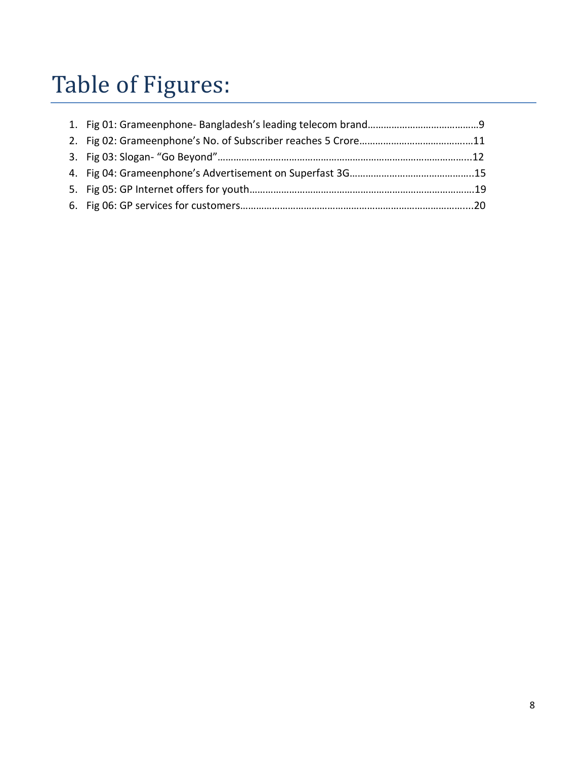# Table of Figures:

1. Fig 01: Grameenphone- Bangladesh's leading telecom brand……………………………………9
2. Fig 02: Grameenphone's No. of Subscriber reaches 5 Crore………………………………….…11
3. Fig 03: Slogan- "Go Beyond"…………………………………………………………………………………..12
4. Fig 04: Grameenphone's Advertisement on Superfast 3G………………………………………..15
5. Fig 05: GP Internet offers for youth…………………………………………………………………………19
6. Fig 06: GP services for customers…………………………………………………………………………...20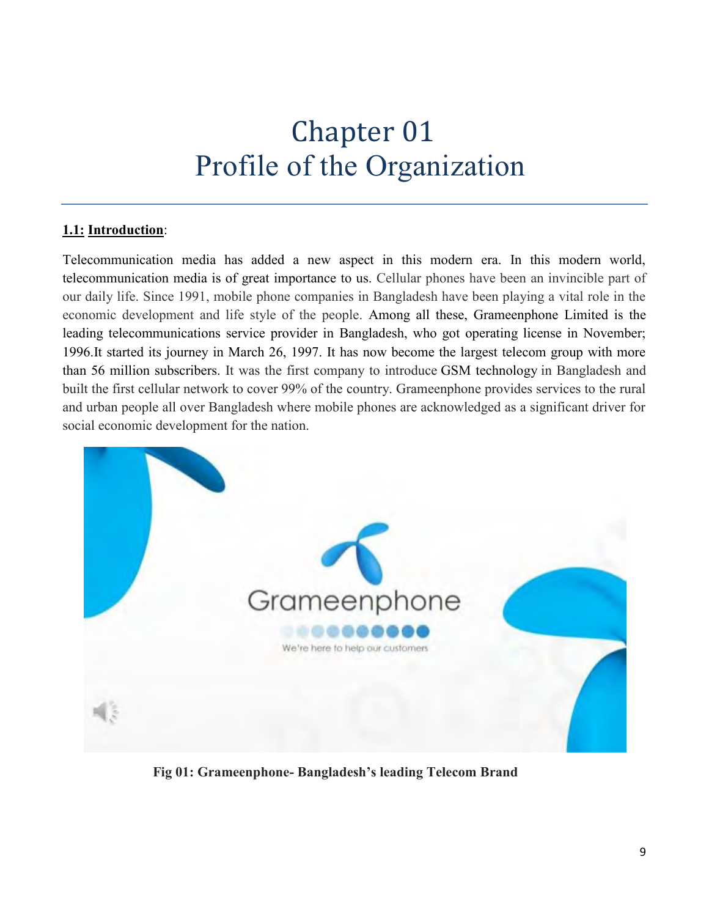# Chapter 01
# Profile of the Organization

**1.1: Introduction**:

Telecommunication media has added a new aspect in this modern era. In this modern world, telecommunication media is of great importance to us. Cellular phones have been an invincible part of our daily life. Since 1991, mobile phone companies in Bangladesh have been playing a vital role in the economic development and life style of the people. Among all these, Grameenphone Limited is the leading telecommunications service provider in Bangladesh, who got operating license in November; 1996.It started its journey in March 26, 1997. It has now become the largest telecom group with more than 56 million subscribers. It was the first company to introduce GSM technology in Bangladesh and built the first cellular network to cover 99% of the country. Grameenphone provides services to the rural and urban people all over Bangladesh where mobile phones are acknowledged as a significant driver for social economic development for the nation.

**Fig 01: Grameenphone- Bangladesh's leading Telecom Brand**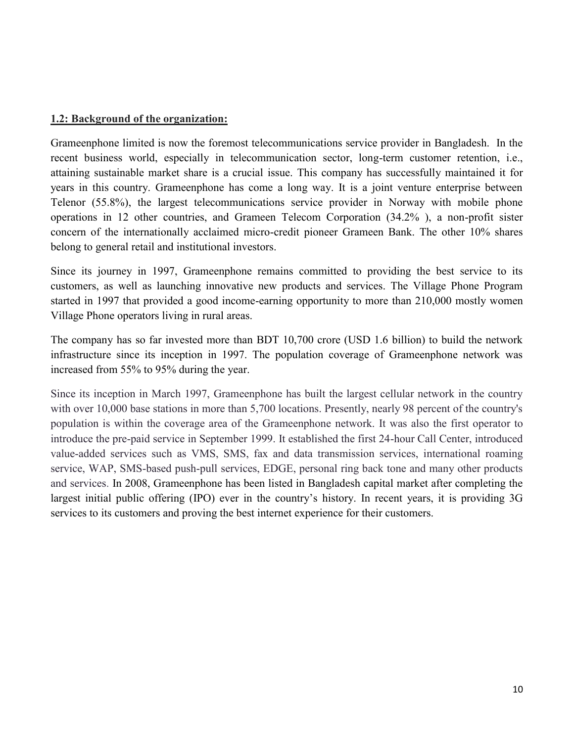**1.2: Background of the organization:**

Grameenphone limited is now the foremost telecommunications service provider in Bangladesh. In the recent business world, especially in telecommunication sector, long-term customer retention, i.e., attaining sustainable market share is a crucial issue. This company has successfully maintained it for years in this country. Grameenphone has come a long way. It is a joint venture enterprise between Telenor (55.8%), the largest telecommunications service provider in Norway with mobile phone operations in 12 other countries, and Grameen Telecom Corporation (34.2% ), a non-profit sister concern of the internationally acclaimed micro-credit pioneer Grameen Bank. The other 10% shares belong to general retail and institutional investors.

Since its journey in 1997, Grameenphone remains committed to providing the best service to its customers, as well as launching innovative new products and services. The Village Phone Program started in 1997 that provided a good income-earning opportunity to more than 210,000 mostly women Village Phone operators living in rural areas.

The company has so far invested more than BDT 10,700 crore (USD 1.6 billion) to build the network infrastructure since its inception in 1997. The population coverage of Grameenphone network was increased from 55% to 95% during the year.

Since its inception in March 1997, Grameenphone has built the largest cellular network in the country with over 10,000 base stations in more than 5,700 locations. Presently, nearly 98 percent of the country's population is within the coverage area of the Grameenphone network. It was also the first operator to introduce the pre-paid service in September 1999. It established the first 24-hour Call Center, introduced value-added services such as VMS, SMS, fax and data transmission services, international roaming service, WAP, SMS-based push-pull services, EDGE, personal ring back tone and many other products and services. In 2008, Grameenphone has been listed in Bangladesh capital market after completing the largest initial public offering (IPO) ever in the country's history. In recent years, it is providing 3G services to its customers and proving the best internet experience for their customers.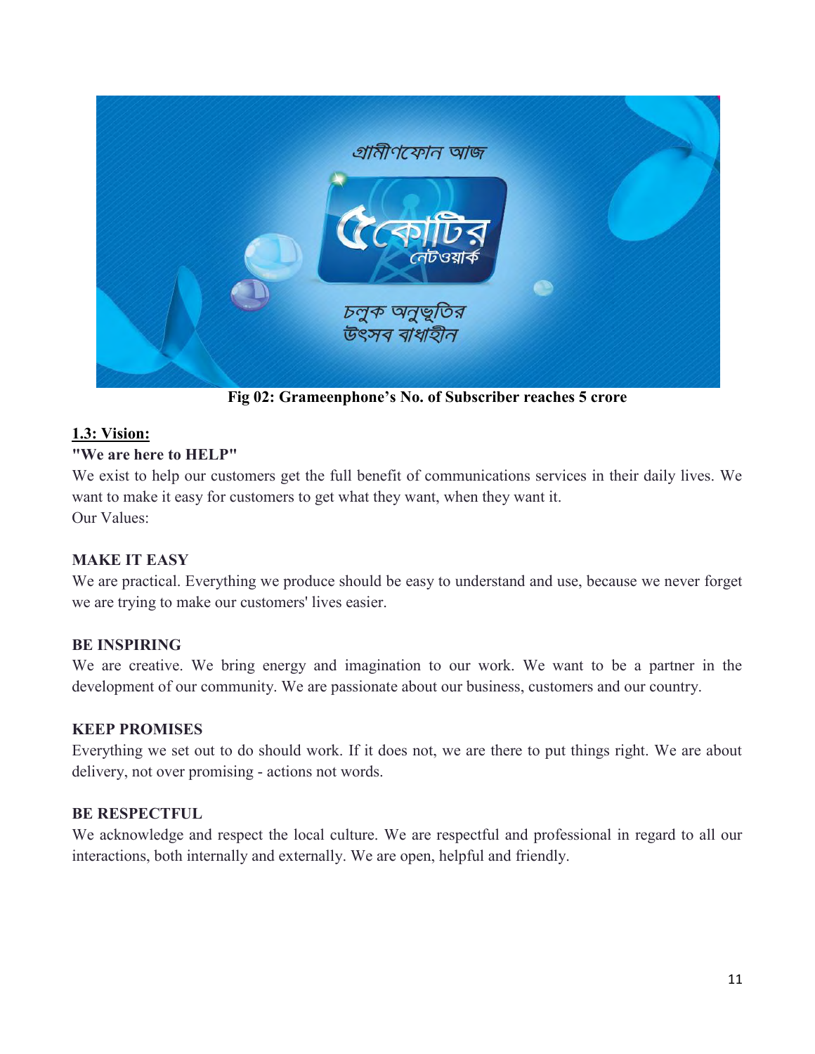Fig 02: Grameenphone's No. of Subscriber reaches 5 crore

## 1.3: Vision:

**"We are here to HELP"**

We exist to help our customers get the full benefit of communications services in their daily lives. We want to make it easy for customers to get what they want, when they want it.

Our Values:

**MAKE IT EASY**

We are practical. Everything we produce should be easy to understand and use, because we never forget we are trying to make our customers' lives easier.

**BE INSPIRING**

We are creative. We bring energy and imagination to our work. We want to be a partner in the development of our community. We are passionate about our business, customers and our country.

**KEEP PROMISES**

Everything we set out to do should work. If it does not, we are there to put things right. We are about delivery, not over promising - actions not words.

**BE RESPECTFUL**

We acknowledge and respect the local culture. We are respectful and professional in regard to all our interactions, both internally and externally. We are open, helpful and friendly.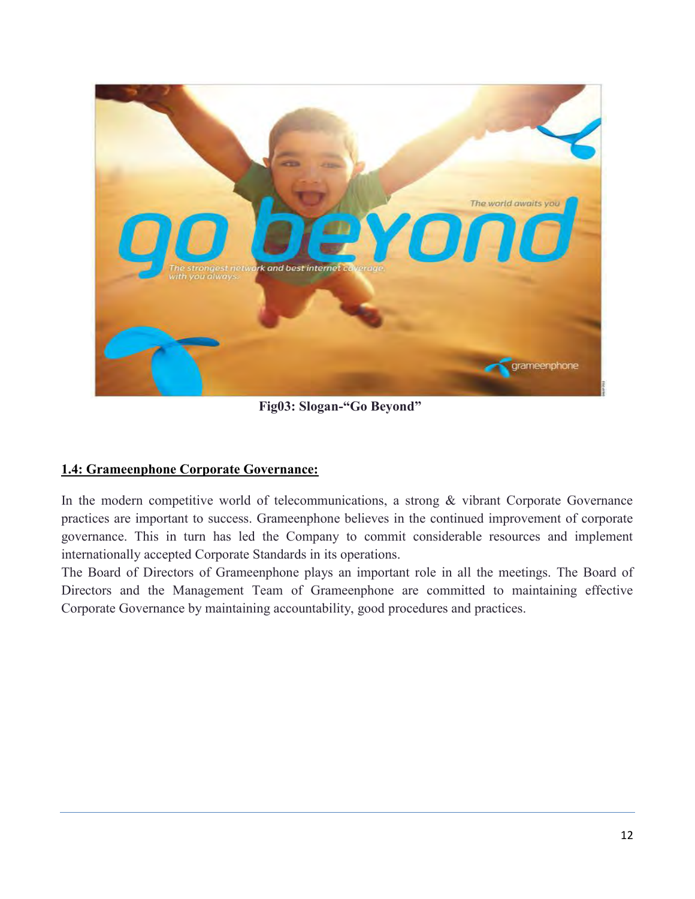**Fig03: Slogan-"Go Beyond"**

## 1.4: Grameenphone Corporate Governance:

In the modern competitive world of telecommunications, a strong & vibrant Corporate Governance practices are important to success. Grameenphone believes in the continued improvement of corporate governance. This in turn has led the Company to commit considerable resources and implement internationally accepted Corporate Standards in its operations.

The Board of Directors of Grameenphone plays an important role in all the meetings. The Board of Directors and the Management Team of Grameenphone are committed to maintaining effective Corporate Governance by maintaining accountability, good procedures and practices.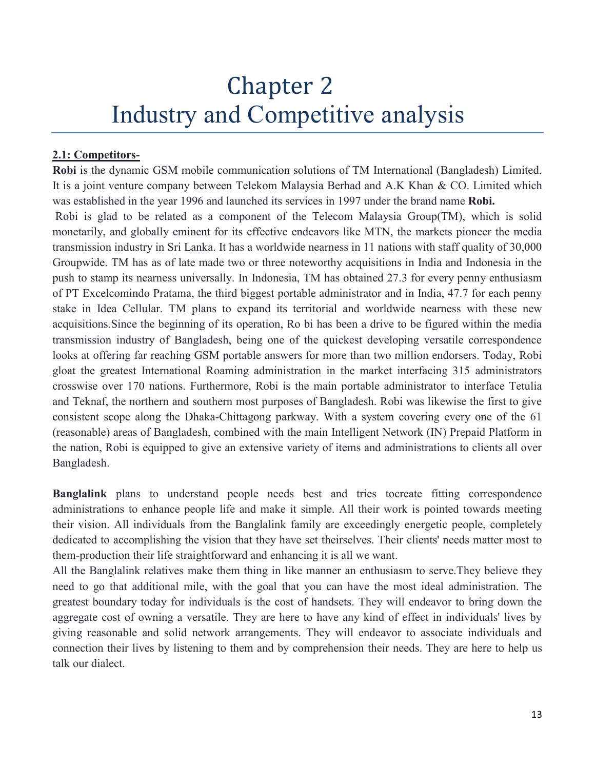# Chapter 2
# Industry and Competitive analysis

**2.1: Competitors-**

**Robi** is the dynamic GSM mobile communication solutions of TM International (Bangladesh) Limited. It is a joint venture company between Telekom Malaysia Berhad and A.K Khan & CO. Limited which was established in the year 1996 and launched its services in 1997 under the brand name **Robi.**

Robi is glad to be related as a component of the Telecom Malaysia Group(TM), which is solid monetarily, and globally eminent for its effective endeavors like MTN, the markets pioneer the media transmission industry in Sri Lanka. It has a worldwide nearness in 11 nations with staff quality of 30,000 Groupwide. TM has as of late made two or three noteworthy acquisitions in India and Indonesia in the push to stamp its nearness universally. In Indonesia, TM has obtained 27.3 for every penny enthusiasm of PT Excelcomindo Pratama, the third biggest portable administrator and in India, 47.7 for each penny stake in Idea Cellular. TM plans to expand its territorial and worldwide nearness with these new acquisitions.Since the beginning of its operation, Ro bi has been a drive to be figured within the media transmission industry of Bangladesh, being one of the quickest developing versatile correspondence looks at offering far reaching GSM portable answers for more than two million endorsers. Today, Robi gloat the greatest International Roaming administration in the market interfacing 315 administrators crosswise over 170 nations. Furthermore, Robi is the main portable administrator to interface Tetulia and Teknaf, the northern and southern most purposes of Bangladesh. Robi was likewise the first to give consistent scope along the Dhaka-Chittagong parkway. With a system covering every one of the 61 (reasonable) areas of Bangladesh, combined with the main Intelligent Network (IN) Prepaid Platform in the nation, Robi is equipped to give an extensive variety of items and administrations to clients all over Bangladesh.

**Banglalink** plans to understand people needs best and tries tocreate fitting correspondence administrations to enhance people life and make it simple. All their work is pointed towards meeting their vision. All individuals from the Banglalink family are exceedingly energetic people, completely dedicated to accomplishing the vision that they have set theirselves. Their clients' needs matter most to them-production their life straightforward and enhancing it is all we want.

All the Banglalink relatives make them thing in like manner an enthusiasm to serve.They believe they need to go that additional mile, with the goal that you can have the most ideal administration. The greatest boundary today for individuals is the cost of handsets. They will endeavor to bring down the aggregate cost of owning a versatile. They are here to have any kind of effect in individuals' lives by giving reasonable and solid network arrangements. They will endeavor to associate individuals and connection their lives by listening to them and by comprehension their needs. They are here to help us talk our dialect.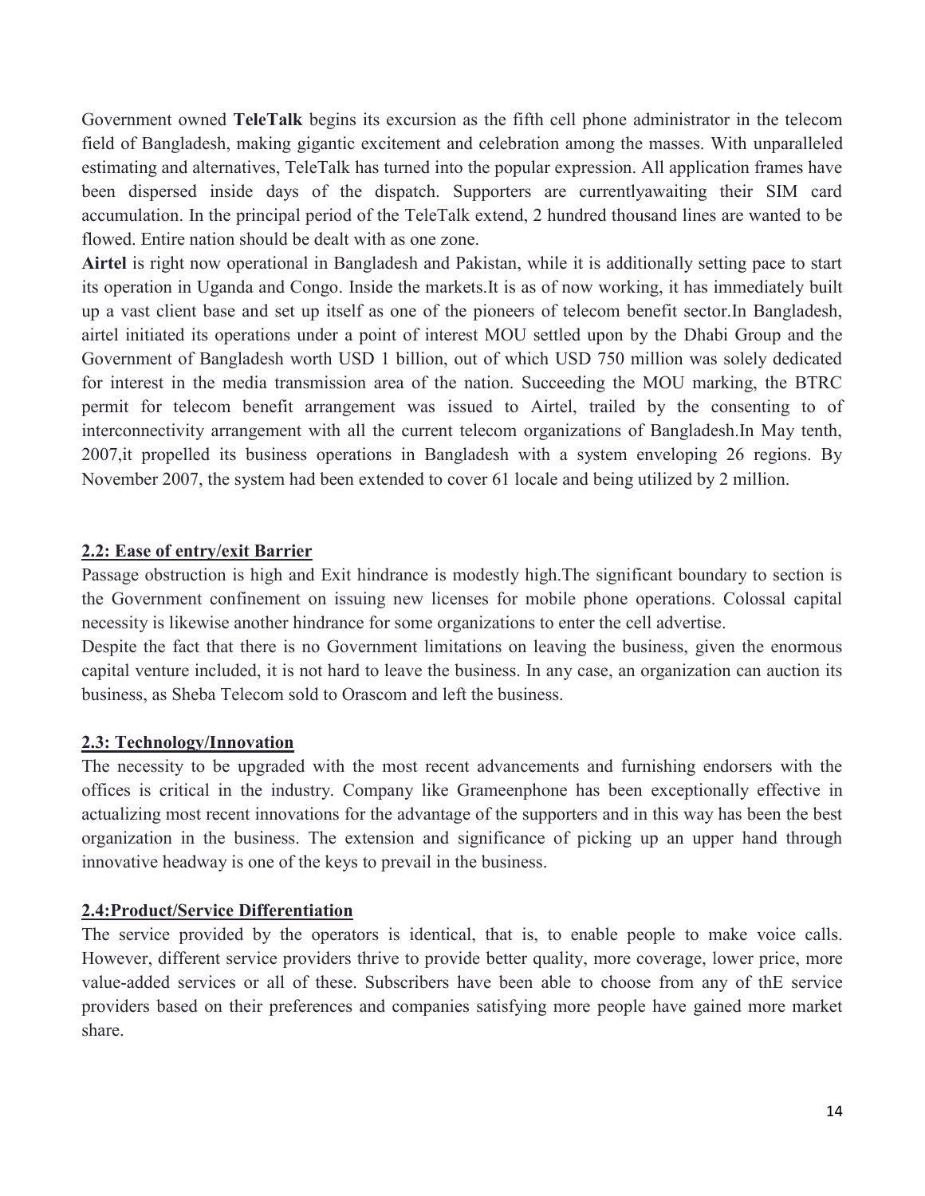Government owned **TeleTalk** begins its excursion as the fifth cell phone administrator in the telecom field of Bangladesh, making gigantic excitement and celebration among the masses. With unparalleled estimating and alternatives, TeleTalk has turned into the popular expression. All application frames have been dispersed inside days of the dispatch. Supporters are currentlyawaiting their SIM card accumulation. In the principal period of the TeleTalk extend, 2 hundred thousand lines are wanted to be flowed. Entire nation should be dealt with as one zone.

**Airtel** is right now operational in Bangladesh and Pakistan, while it is additionally setting pace to start its operation in Uganda and Congo. Inside the markets.It is as of now working, it has immediately built up a vast client base and set up itself as one of the pioneers of telecom benefit sector.In Bangladesh, airtel initiated its operations under a point of interest MOU settled upon by the Dhabi Group and the Government of Bangladesh worth USD 1 billion, out of which USD 750 million was solely dedicated for interest in the media transmission area of the nation. Succeeding the MOU marking, the BTRC permit for telecom benefit arrangement was issued to Airtel, trailed by the consenting to of interconnectivity arrangement with all the current telecom organizations of Bangladesh.In May tenth, 2007,it propelled its business operations in Bangladesh with a system enveloping 26 regions. By November 2007, the system had been extended to cover 61 locale and being utilized by 2 million.

## 2.2: Ease of entry/exit Barrier

Passage obstruction is high and Exit hindrance is modestly high.The significant boundary to section is the Government confinement on issuing new licenses for mobile phone operations. Colossal capital necessity is likewise another hindrance for some organizations to enter the cell advertise.

Despite the fact that there is no Government limitations on leaving the business, given the enormous capital venture included, it is not hard to leave the business. In any case, an organization can auction its business, as Sheba Telecom sold to Orascom and left the business.

## 2.3: Technology/Innovation

The necessity to be upgraded with the most recent advancements and furnishing endorsers with the offices is critical in the industry. Company like Grameenphone has been exceptionally effective in actualizing most recent innovations for the advantage of the supporters and in this way has been the best organization in the business. The extension and significance of picking up an upper hand through innovative headway is one of the keys to prevail in the business.

## 2.4:Product/Service Differentiation

The service provided by the operators is identical, that is, to enable people to make voice calls. However, different service providers thrive to provide better quality, more coverage, lower price, more value-added services or all of these. Subscribers have been able to choose from any of thE service providers based on their preferences and companies satisfying more people have gained more market share.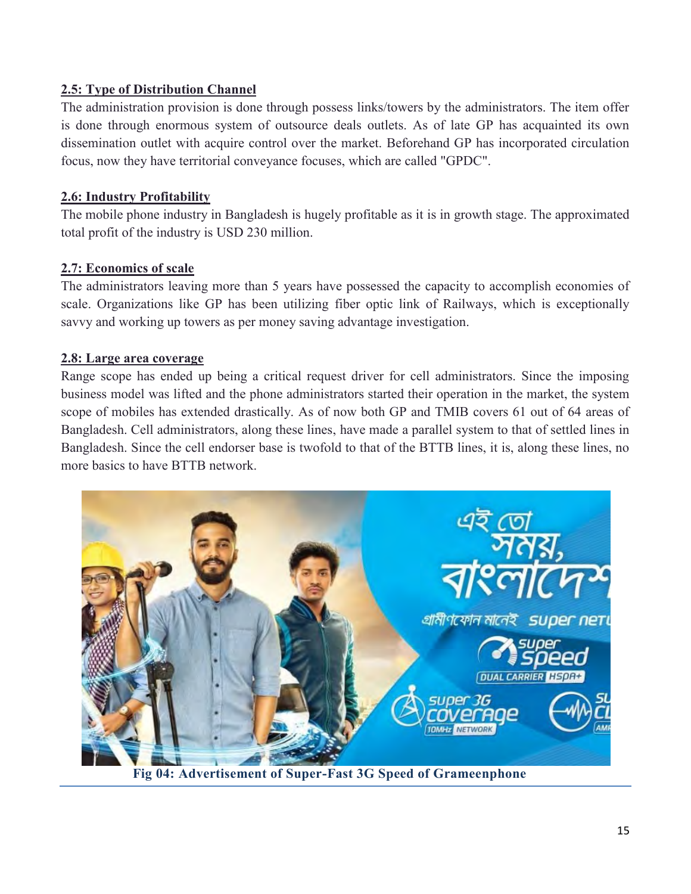**2.5: Type of Distribution Channel**

The administration provision is done through possess links/towers by the administrators. The item offer is done through enormous system of outsource deals outlets. As of late GP has acquainted its own dissemination outlet with acquire control over the market. Beforehand GP has incorporated circulation focus, now they have territorial conveyance focuses, which are called "GPDC".

**2.6: Industry Profitability**

The mobile phone industry in Bangladesh is hugely profitable as it is in growth stage. The approximated total profit of the industry is USD 230 million.

**2.7: Economics of scale**

The administrators leaving more than 5 years have possessed the capacity to accomplish economies of scale. Organizations like GP has been utilizing fiber optic link of Railways, which is exceptionally savvy and working up towers as per money saving advantage investigation.

**2.8: Large area coverage**

Range scope has ended up being a critical request driver for cell administrators. Since the imposing business model was lifted and the phone administrators started their operation in the market, the system scope of mobiles has extended drastically. As of now both GP and TMIB covers 61 out of 64 areas of Bangladesh. Cell administrators, along these lines, have made a parallel system to that of settled lines in Bangladesh. Since the cell endorser base is twofold to that of the BTTB lines, it is, along these lines, no more basics to have BTTB network.

**Fig 04: Advertisement of Super-Fast 3G Speed of Grameenphone**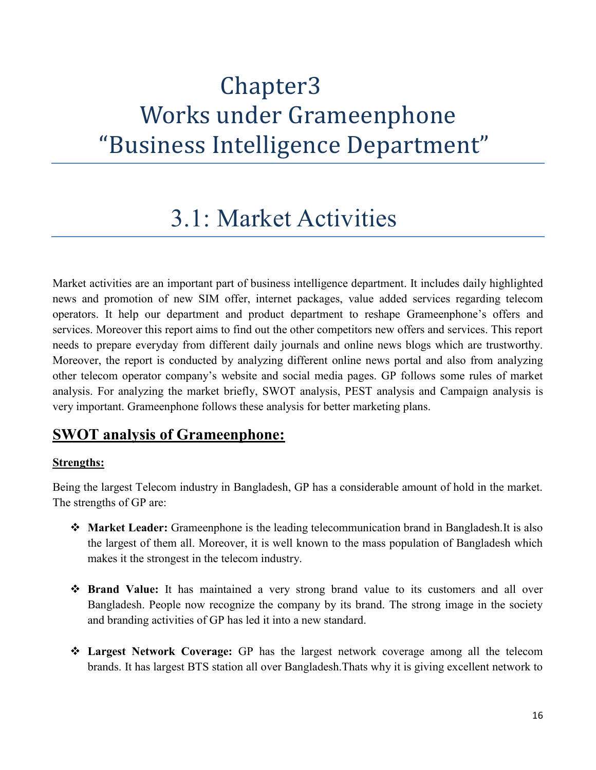# Chapter3
# Works under Grameenphone "Business Intelligence Department"

## 3.1: Market Activities

Market activities are an important part of business intelligence department. It includes daily highlighted news and promotion of new SIM offer, internet packages, value added services regarding telecom operators. It help our department and product department to reshape Grameenphone's offers and services. Moreover this report aims to find out the other competitors new offers and services. This report needs to prepare everyday from different daily journals and online news blogs which are trustworthy. Moreover, the report is conducted by analyzing different online news portal and also from analyzing other telecom operator company's website and social media pages. GP follows some rules of market analysis. For analyzing the market briefly, SWOT analysis, PEST analysis and Campaign analysis is very important. Grameenphone follows these analysis for better marketing plans.

### SWOT analysis of Grameenphone:

#### Strengths:

Being the largest Telecom industry in Bangladesh, GP has a considerable amount of hold in the market. The strengths of GP are:

- **Market Leader:** Grameenphone is the leading telecommunication brand in Bangladesh.It is also the largest of them all. Moreover, it is well known to the mass population of Bangladesh which makes it the strongest in the telecom industry.

- **Brand Value:** It has maintained a very strong brand value to its customers and all over Bangladesh. People now recognize the company by its brand. The strong image in the society and branding activities of GP has led it into a new standard.

- **Largest Network Coverage:** GP has the largest network coverage among all the telecom brands. It has largest BTS station all over Bangladesh.Thats why it is giving excellent network to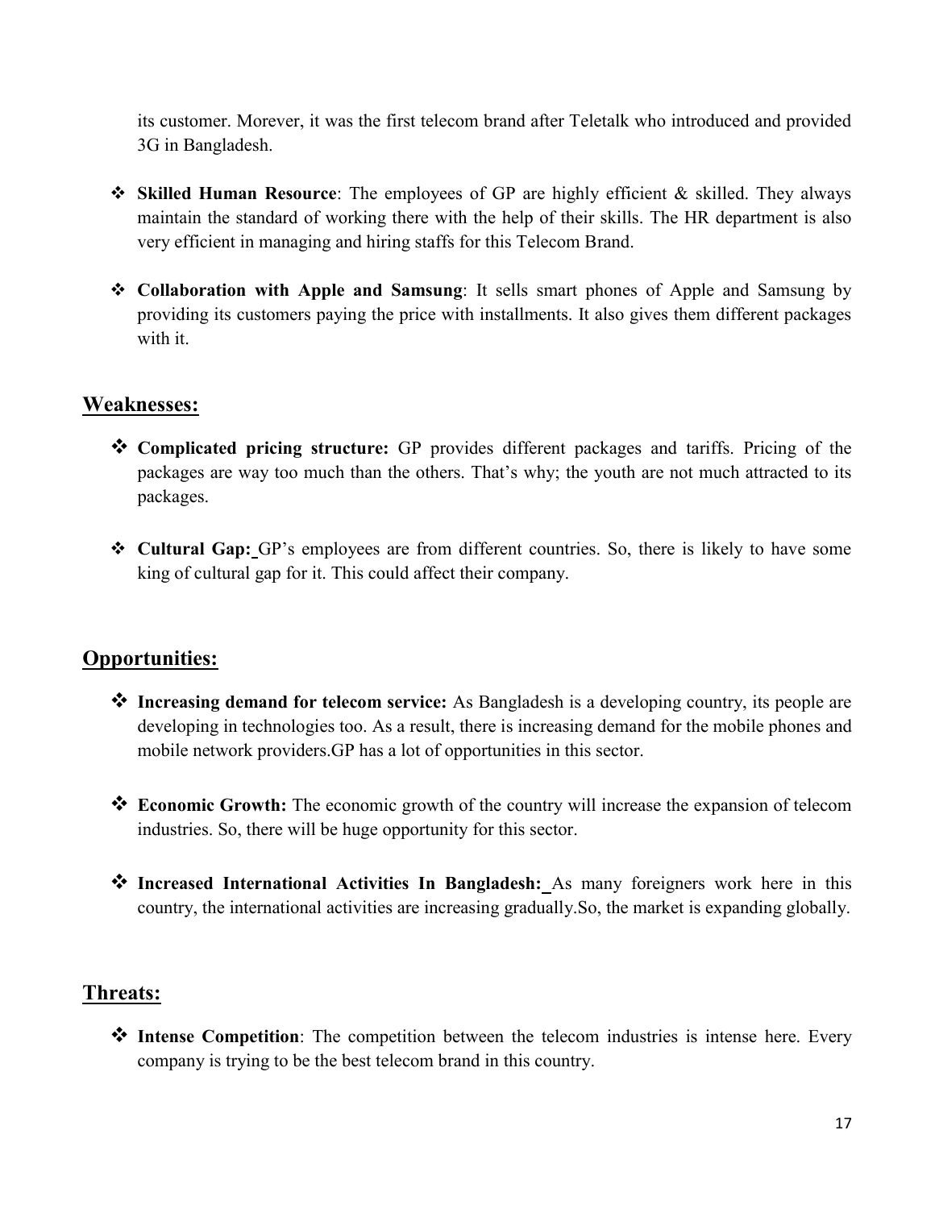its customer. Morever, it was the first telecom brand after Teletalk who introduced and provided 3G in Bangladesh.

- **Skilled Human Resource**: The employees of GP are highly efficient & skilled. They always maintain the standard of working there with the help of their skills. The HR department is also very efficient in managing and hiring staffs for this Telecom Brand.

- **Collaboration with Apple and Samsung**: It sells smart phones of Apple and Samsung by providing its customers paying the price with installments. It also gives them different packages with it.

## Weaknesses:

- **Complicated pricing structure:** GP provides different packages and tariffs. Pricing of the packages are way too much than the others. That's why; the youth are not much attracted to its packages.

- **Cultural Gap:** GP's employees are from different countries. So, there is likely to have some king of cultural gap for it. This could affect their company.

## Opportunities:

- **Increasing demand for telecom service:** As Bangladesh is a developing country, its people are developing in technologies too. As a result, there is increasing demand for the mobile phones and mobile network providers.GP has a lot of opportunities in this sector.

- **Economic Growth:** The economic growth of the country will increase the expansion of telecom industries. So, there will be huge opportunity for this sector.

- **Increased International Activities In Bangladesh:** As many foreigners work here in this country, the international activities are increasing gradually.So, the market is expanding globally.

## Threats:

- **Intense Competition**: The competition between the telecom industries is intense here. Every company is trying to be the best telecom brand in this country.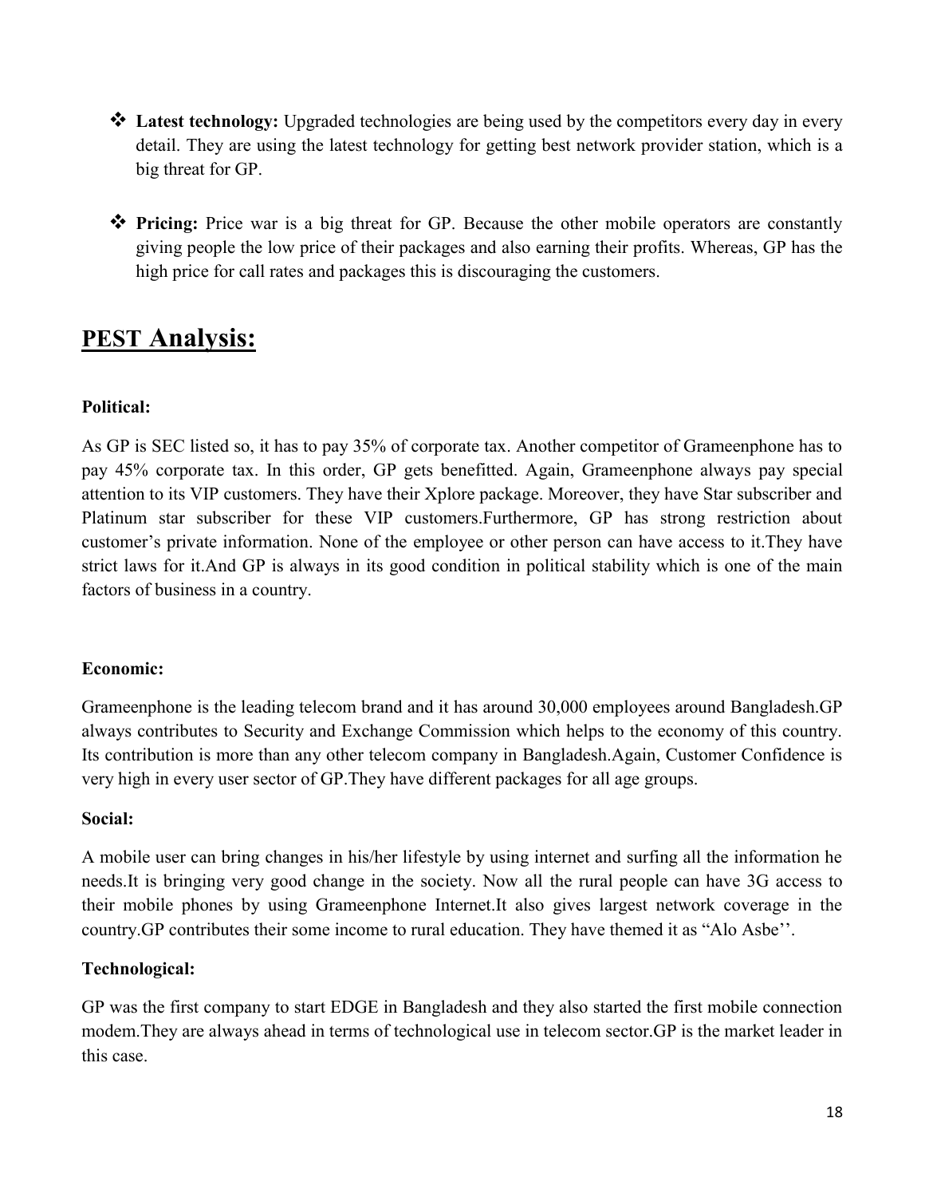- **Latest technology:** Upgraded technologies are being used by the competitors every day in every detail. They are using the latest technology for getting best network provider station, which is a big threat for GP.

- **Pricing:** Price war is a big threat for GP. Because the other mobile operators are constantly giving people the low price of their packages and also earning their profits. Whereas, GP has the high price for call rates and packages this is discouraging the customers.

## PEST Analysis:

**Political:**

As GP is SEC listed so, it has to pay 35% of corporate tax. Another competitor of Grameenphone has to pay 45% corporate tax. In this order, GP gets benefitted. Again, Grameenphone always pay special attention to its VIP customers. They have their Xplore package. Moreover, they have Star subscriber and Platinum star subscriber for these VIP customers.Furthermore, GP has strong restriction about customer's private information. None of the employee or other person can have access to it.They have strict laws for it.And GP is always in its good condition in political stability which is one of the main factors of business in a country.

**Economic:**

Grameenphone is the leading telecom brand and it has around 30,000 employees around Bangladesh.GP always contributes to Security and Exchange Commission which helps to the economy of this country. Its contribution is more than any other telecom company in Bangladesh.Again, Customer Confidence is very high in every user sector of GP.They have different packages for all age groups.

**Social:**

A mobile user can bring changes in his/her lifestyle by using internet and surfing all the information he needs.It is bringing very good change in the society. Now all the rural people can have 3G access to their mobile phones by using Grameenphone Internet.It also gives largest network coverage in the country.GP contributes their some income to rural education. They have themed it as "Alo Asbe''.

**Technological:**

GP was the first company to start EDGE in Bangladesh and they also started the first mobile connection modem.They are always ahead in terms of technological use in telecom sector.GP is the market leader in this case.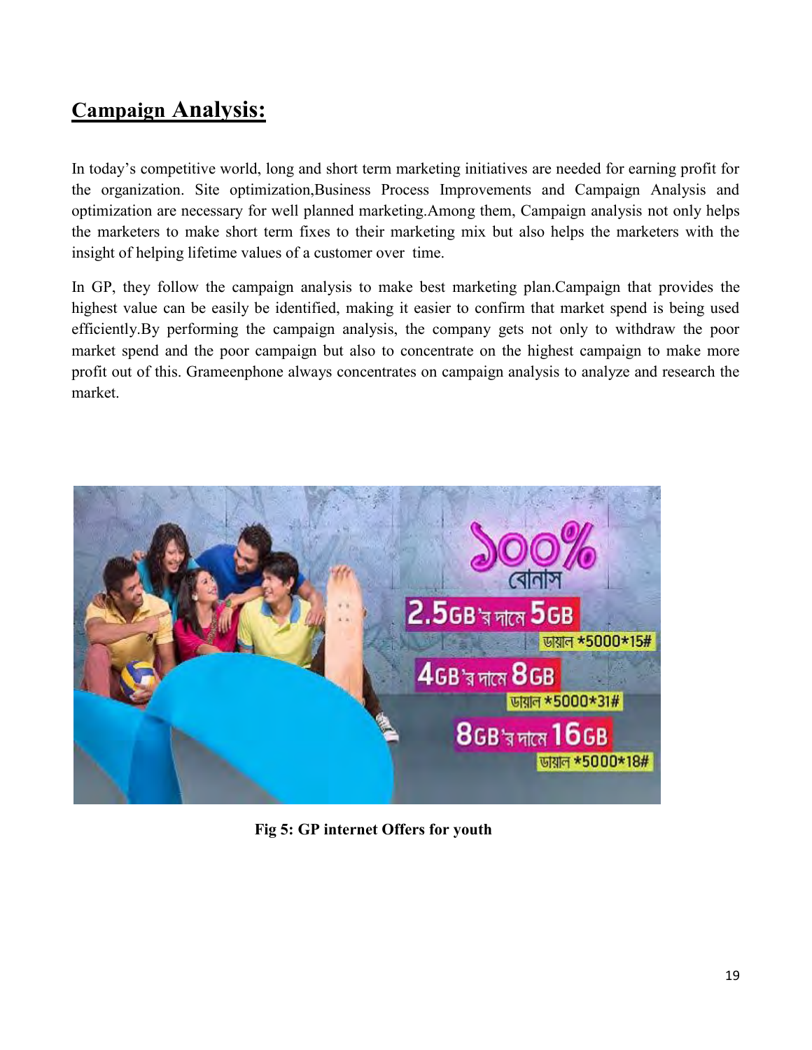## Campaign Analysis:

In today's competitive world, long and short term marketing initiatives are needed for earning profit for the organization. Site optimization,Business Process Improvements and Campaign Analysis and optimization are necessary for well planned marketing.Among them, Campaign analysis not only helps the marketers to make short term fixes to their marketing mix but also helps the marketers with the insight of helping lifetime values of a customer over time.

In GP, they follow the campaign analysis to make best marketing plan.Campaign that provides the highest value can be easily be identified, making it easier to confirm that market spend is being used efficiently.By performing the campaign analysis, the company gets not only to withdraw the poor market spend and the poor campaign but also to concentrate on the highest campaign to make more profit out of this. Grameenphone always concentrates on campaign analysis to analyze and research the market.

**Fig 5: GP internet Offers for youth**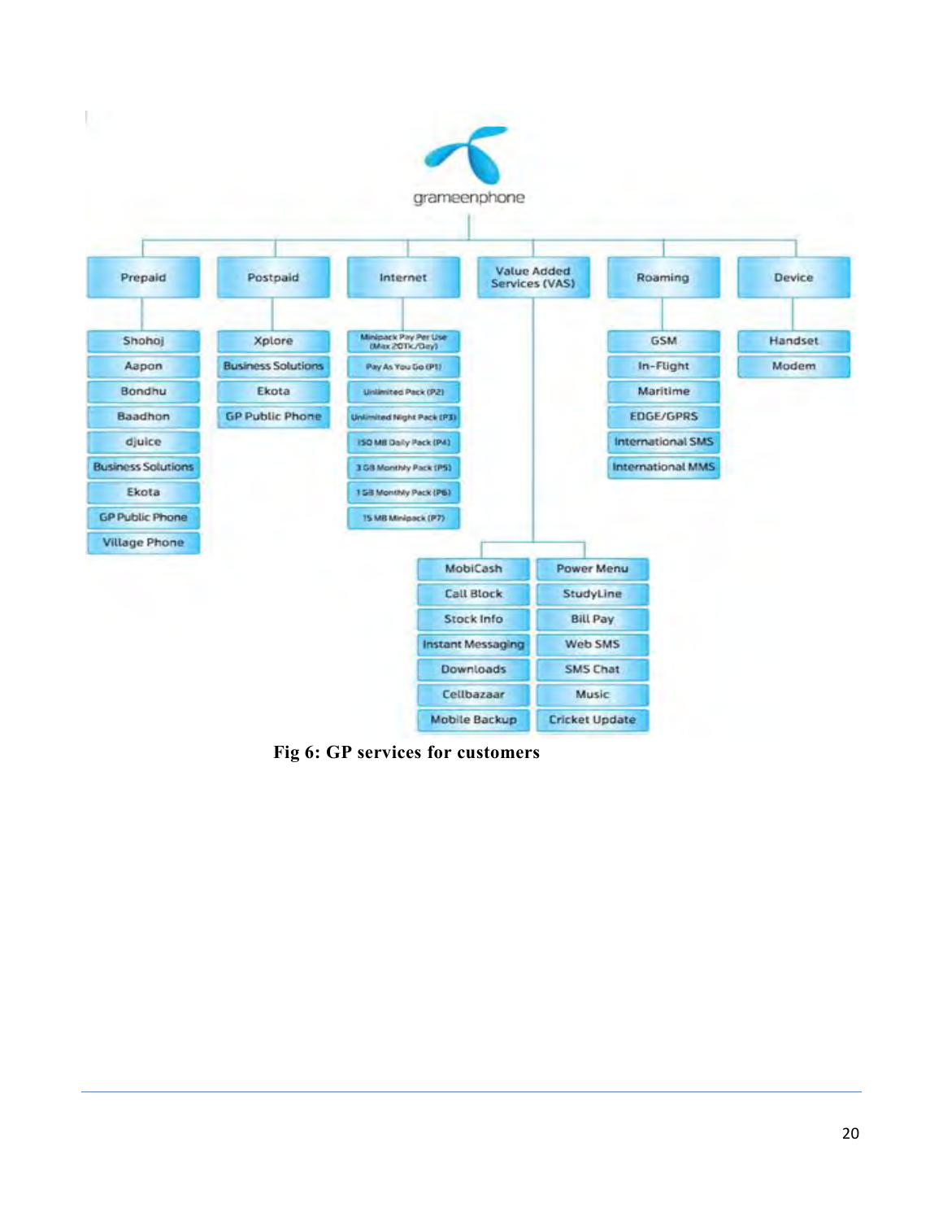grameenphone

- **Prepaid**
  - Shohoj
  - Aapon
  - Bondhu
  - Baadhon
  - djuice
  - Business Solutions
  - Ekota
  - GP Public Phone
  - Village Phone
- **Postpaid**
  - Xplore
  - Business Solutions
  - Ekota
  - GP Public Phone
- **Internet**
  - Minipack Pay Per Use (Max 20Tk./Day)
  - Pay As You Go (P1)
  - Unlimited Pack (P2)
  - Unlimited Night Pack (P3)
  - 150 MB Daily Pack (P4)
  - 3 GB Monthly Pack (P5)
  - 1 GB Monthly Pack (P6)
  - 15 MB Minipack (P7)
- **Value Added Services (VAS)**
  - MobiCash
  - Call Block
  - Stock Info
  - Instant Messaging
  - Downloads
  - Cellbazaar
  - Mobile Backup
  - Power Menu
  - StudyLine
  - Bill Pay
  - Web SMS
  - SMS Chat
  - Music
  - Cricket Update
- **Roaming**
  - GSM
  - In-Flight
  - Maritime
  - EDGE/GPRS
  - International SMS
  - International MMS
- **Device**
  - Handset
  - Modem

**Fig 6: GP services for customers**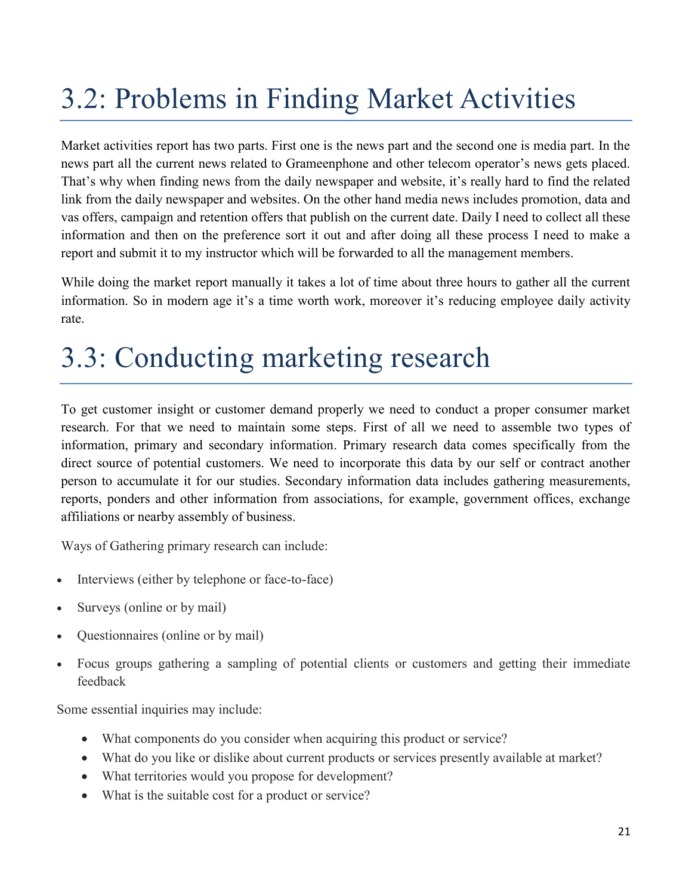# 3.2: Problems in Finding Market Activities

Market activities report has two parts. First one is the news part and the second one is media part. In the news part all the current news related to Grameenphone and other telecom operator's news gets placed. That's why when finding news from the daily newspaper and website, it's really hard to find the related link from the daily newspaper and websites. On the other hand media news includes promotion, data and vas offers, campaign and retention offers that publish on the current date. Daily I need to collect all these information and then on the preference sort it out and after doing all these process I need to make a report and submit it to my instructor which will be forwarded to all the management members.

While doing the market report manually it takes a lot of time about three hours to gather all the current information. So in modern age it's a time worth work, moreover it's reducing employee daily activity rate.

# 3.3: Conducting marketing research

To get customer insight or customer demand properly we need to conduct a proper consumer market research. For that we need to maintain some steps. First of all we need to assemble two types of information, primary and secondary information. Primary research data comes specifically from the direct source of potential customers. We need to incorporate this data by our self or contract another person to accumulate it for our studies. Secondary information data includes gathering measurements, reports, ponders and other information from associations, for example, government offices, exchange affiliations or nearby assembly of business.

Ways of Gathering primary research can include:

- Interviews (either by telephone or face-to-face)
- Surveys (online or by mail)
- Questionnaires (online or by mail)
- Focus groups gathering a sampling of potential clients or customers and getting their immediate feedback

Some essential inquiries may include:

- What components do you consider when acquiring this product or service?
- What do you like or dislike about current products or services presently available at market?
- What territories would you propose for development?
- What is the suitable cost for a product or service?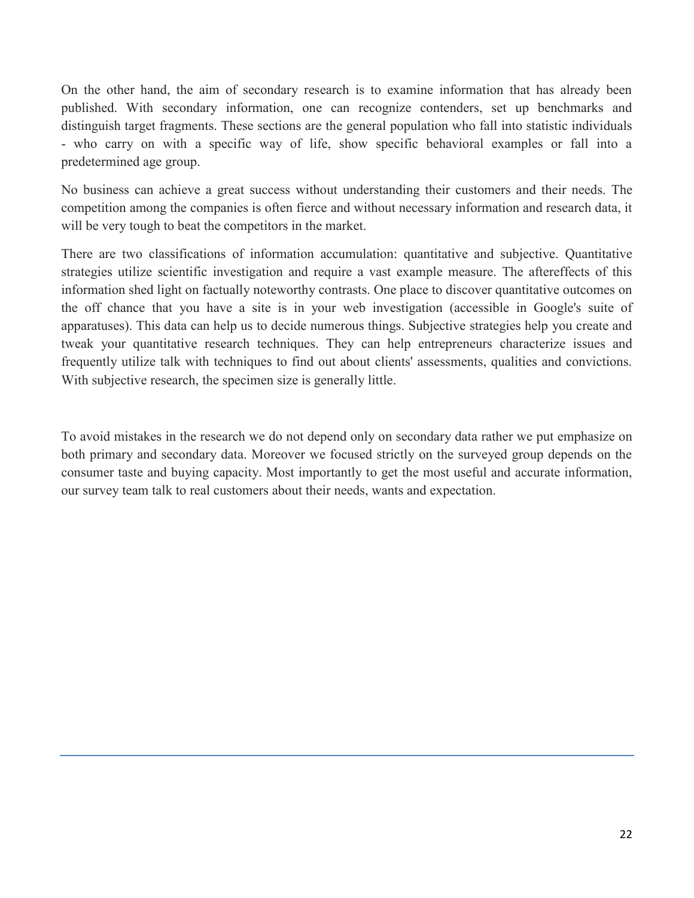On the other hand, the aim of secondary research is to examine information that has already been published. With secondary information, one can recognize contenders, set up benchmarks and distinguish target fragments. These sections are the general population who fall into statistic individuals - who carry on with a specific way of life, show specific behavioral examples or fall into a predetermined age group.

No business can achieve a great success without understanding their customers and their needs. The competition among the companies is often fierce and without necessary information and research data, it will be very tough to beat the competitors in the market.

There are two classifications of information accumulation: quantitative and subjective. Quantitative strategies utilize scientific investigation and require a vast example measure. The aftereffects of this information shed light on factually noteworthy contrasts. One place to discover quantitative outcomes on the off chance that you have a site is in your web investigation (accessible in Google's suite of apparatuses). This data can help us to decide numerous things. Subjective strategies help you create and tweak your quantitative research techniques. They can help entrepreneurs characterize issues and frequently utilize talk with techniques to find out about clients' assessments, qualities and convictions. With subjective research, the specimen size is generally little.

To avoid mistakes in the research we do not depend only on secondary data rather we put emphasize on both primary and secondary data. Moreover we focused strictly on the surveyed group depends on the consumer taste and buying capacity. Most importantly to get the most useful and accurate information, our survey team talk to real customers about their needs, wants and expectation.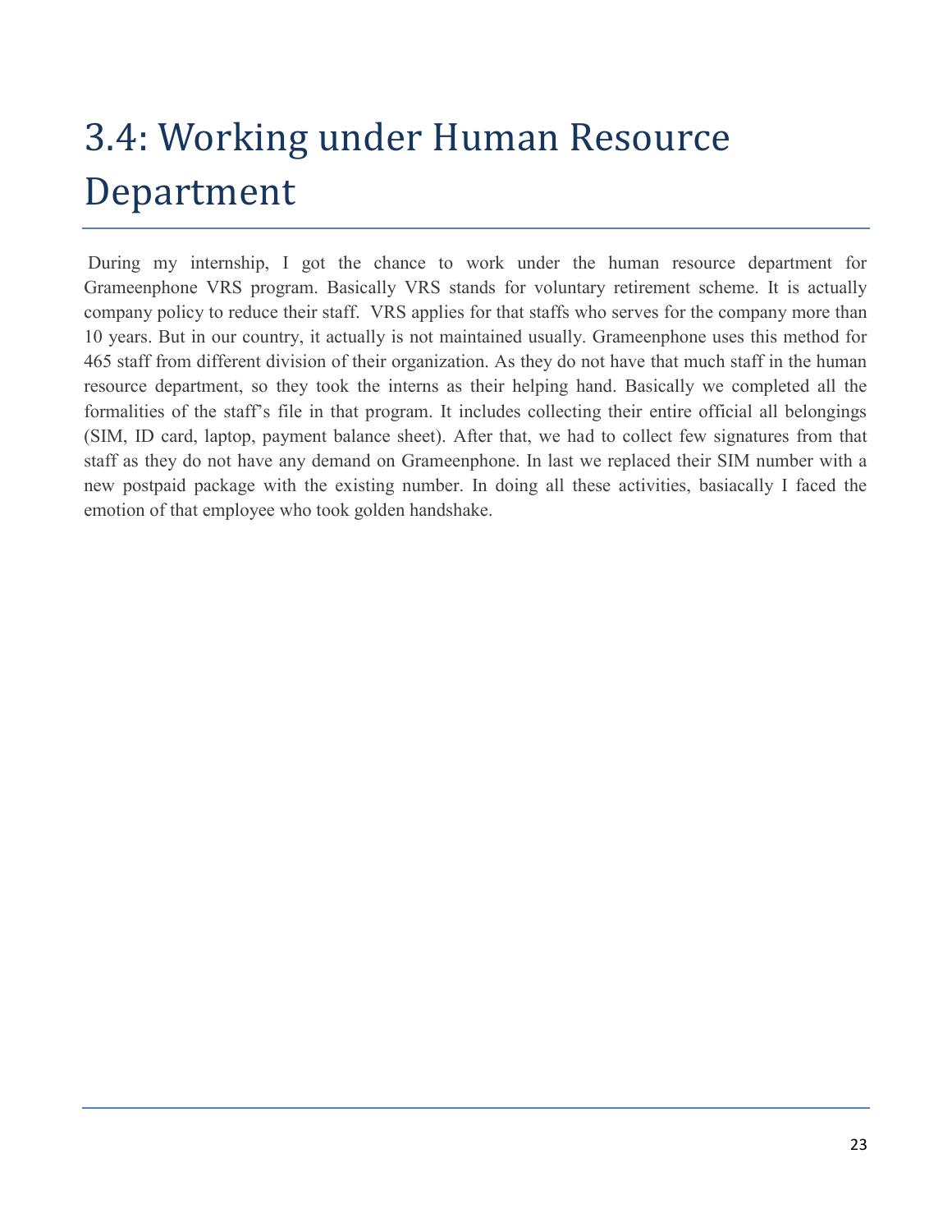# 3.4: Working under Human Resource Department

During my internship, I got the chance to work under the human resource department for Grameenphone VRS program. Basically VRS stands for voluntary retirement scheme. It is actually company policy to reduce their staff. VRS applies for that staffs who serves for the company more than 10 years. But in our country, it actually is not maintained usually. Grameenphone uses this method for 465 staff from different division of their organization. As they do not have that much staff in the human resource department, so they took the interns as their helping hand. Basically we completed all the formalities of the staff's file in that program. It includes collecting their entire official all belongings (SIM, ID card, laptop, payment balance sheet). After that, we had to collect few signatures from that staff as they do not have any demand on Grameenphone. In last we replaced their SIM number with a new postpaid package with the existing number. In doing all these activities, basiacally I faced the emotion of that employee who took golden handshake.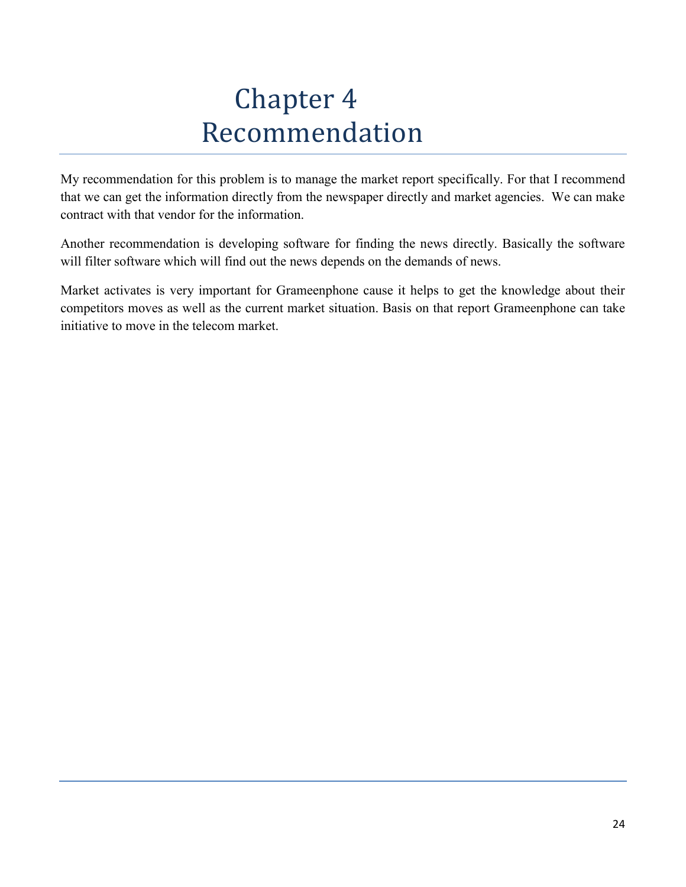# Chapter 4
# Recommendation

My recommendation for this problem is to manage the market report specifically. For that I recommend that we can get the information directly from the newspaper directly and market agencies. We can make contract with that vendor for the information.

Another recommendation is developing software for finding the news directly. Basically the software will filter software which will find out the news depends on the demands of news.

Market activates is very important for Grameenphone cause it helps to get the knowledge about their competitors moves as well as the current market situation. Basis on that report Grameenphone can take initiative to move in the telecom market.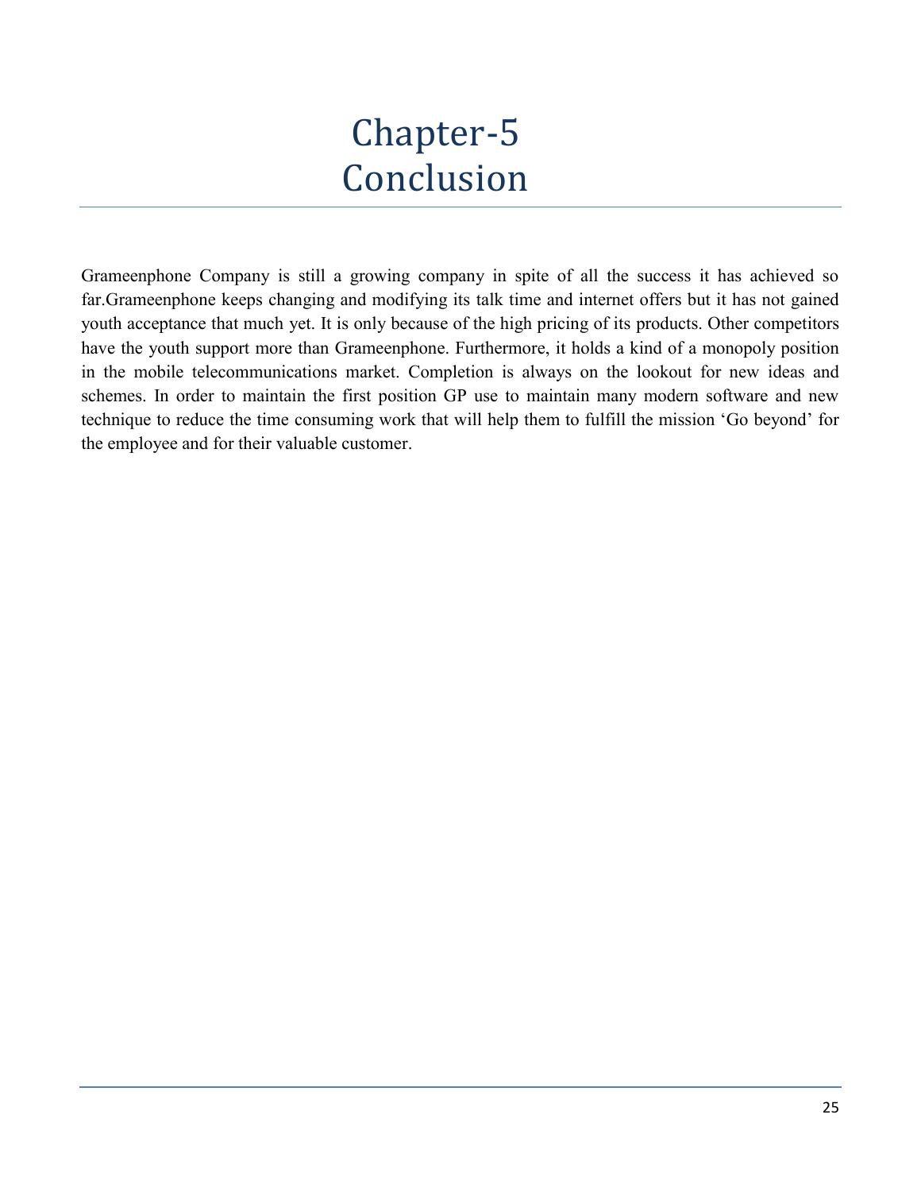# Chapter-5
# Conclusion

Grameenphone Company is still a growing company in spite of all the success it has achieved so far.Grameenphone keeps changing and modifying its talk time and internet offers but it has not gained youth acceptance that much yet. It is only because of the high pricing of its products. Other competitors have the youth support more than Grameenphone. Furthermore, it holds a kind of a monopoly position in the mobile telecommunications market. Completion is always on the lookout for new ideas and schemes. In order to maintain the first position GP use to maintain many modern software and new technique to reduce the time consuming work that will help them to fulfill the mission 'Go beyond' for the employee and for their valuable customer.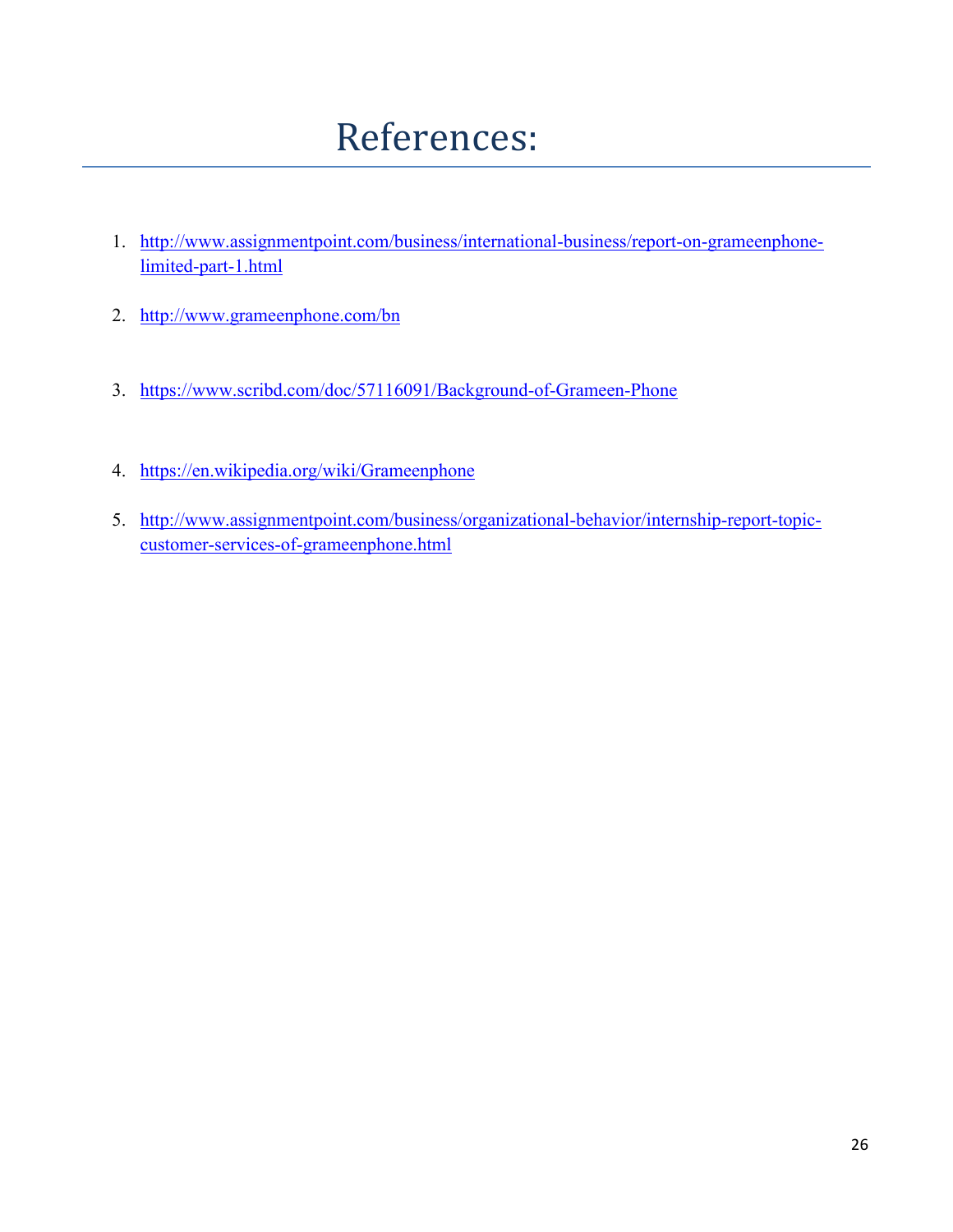# References:

1. http://www.assignmentpoint.com/business/international-business/report-on-grameenphone-limited-part-1.html
2. http://www.grameenphone.com/bn
3. https://www.scribd.com/doc/57116091/Background-of-Grameen-Phone
4. https://en.wikipedia.org/wiki/Grameenphone
5. http://www.assignmentpoint.com/business/organizational-behavior/internship-report-topic-customer-services-of-grameenphone.html